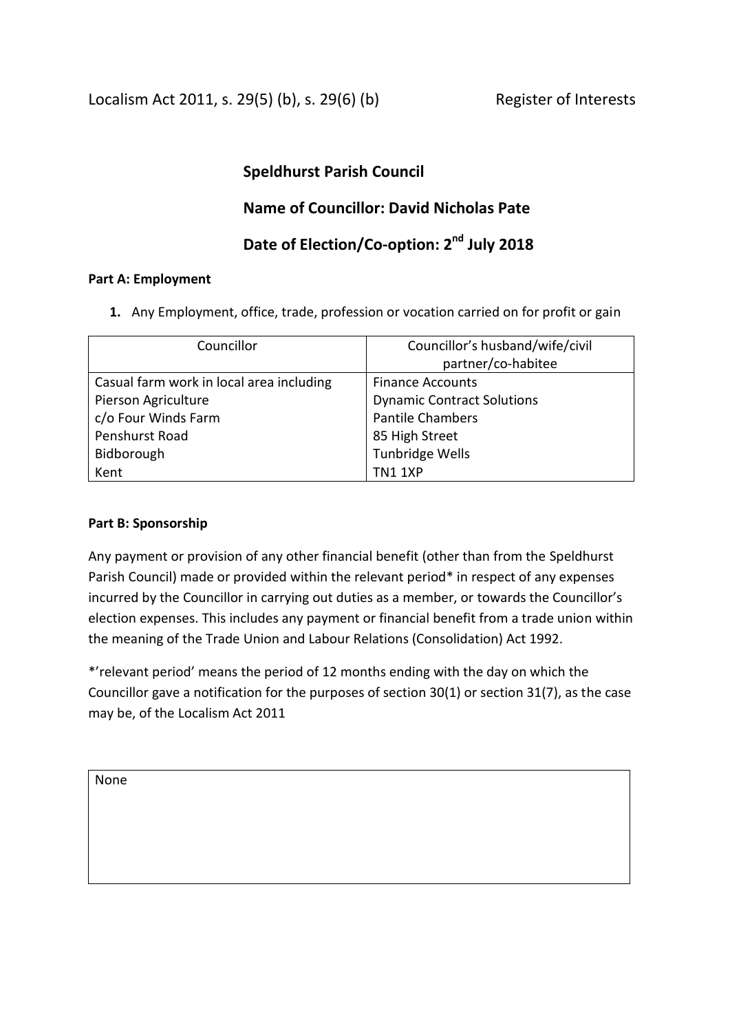Localism Act 2011, s. 29(5) (b), s. 29(6) (b) Register of Interests

## Speldhurst Parish Council

## Name of Councillor: David Nicholas Pate

## Date of Election/Co-option: 2nd July 2018

**Part A: Employment**

1. Any Employment, office, trade, profession or vocation carried on for profit or gain

| Councillor | Councillor's husband/wife/civil partner/co-habitee |
| --- | --- |
| Casual farm work in local area including<br>Pierson Agriculture<br>c/o Four Winds Farm<br>Penshurst Road<br>Bidborough<br>Kent | Finance Accounts<br>Dynamic Contract Solutions<br>Pantile Chambers<br>85 High Street<br>Tunbridge Wells<br>TN1 1XP |

**Part B: Sponsorship**

Any payment or provision of any other financial benefit (other than from the Speldhurst Parish Council) made or provided within the relevant period* in respect of any expenses incurred by the Councillor in carrying out duties as a member, or towards the Councillor's election expenses. This includes any payment or financial benefit from a trade union within the meaning of the Trade Union and Labour Relations (Consolidation) Act 1992.

*'relevant period' means the period of 12 months ending with the day on which the Councillor gave a notification for the purposes of section 30(1) or section 31(7), as the case may be, of the Localism Act 2011

| None |
| --- |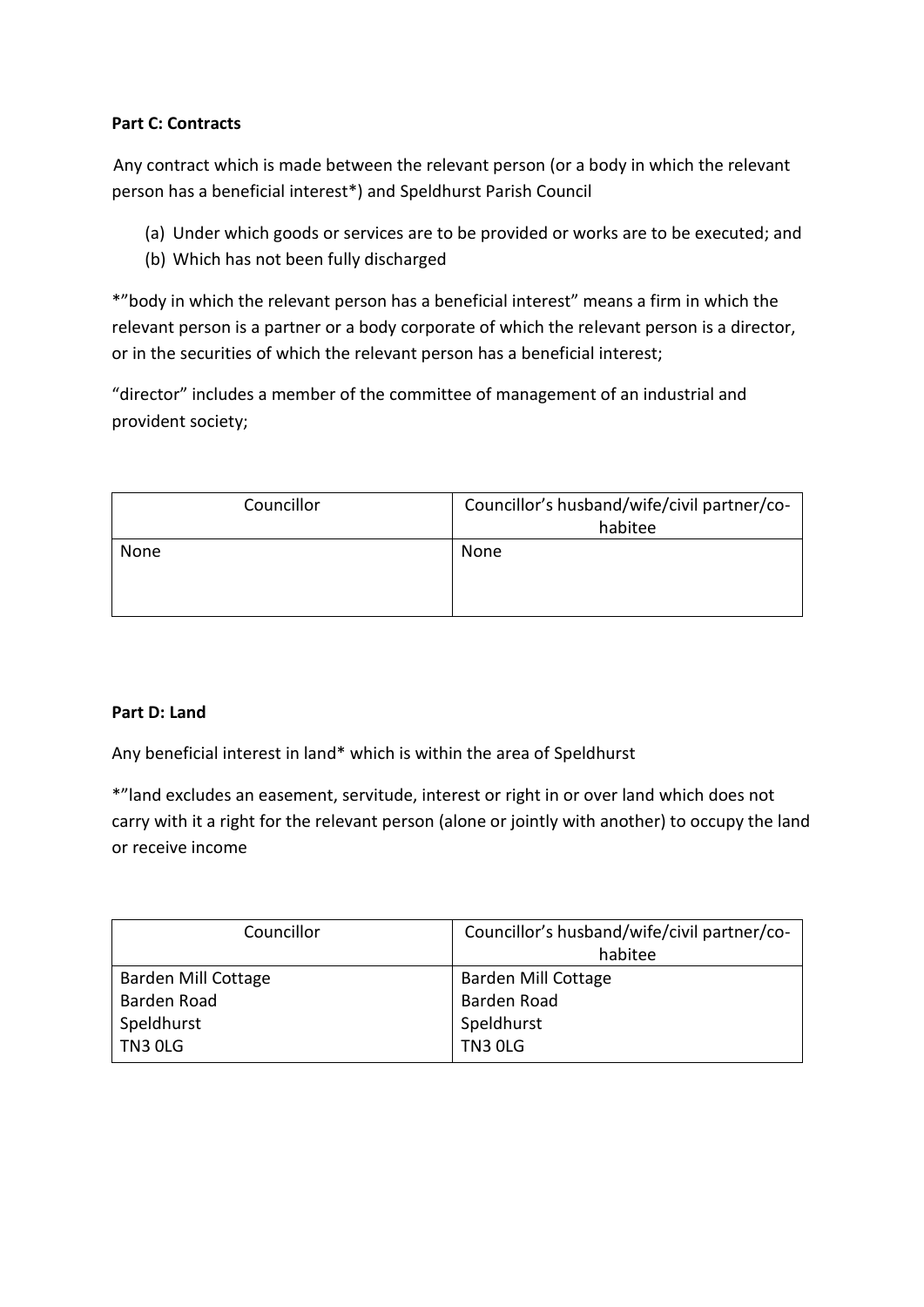**Part C: Contracts**

Any contract which is made between the relevant person (or a body in which the relevant person has a beneficial interest*) and Speldhurst Parish Council

(a) Under which goods or services are to be provided or works are to be executed; and
(b) Which has not been fully discharged

*"body in which the relevant person has a beneficial interest" means a firm in which the relevant person is a partner or a body corporate of which the relevant person is a director, or in the securities of which the relevant person has a beneficial interest;

"director" includes a member of the committee of management of an industrial and provident society;

| Councillor | Councillor's husband/wife/civil partner/co-habitee |
|---|---|
| None | None |

**Part D: Land**

Any beneficial interest in land* which is within the area of Speldhurst

*"land excludes an easement, servitude, interest or right in or over land which does not carry with it a right for the relevant person (alone or jointly with another) to occupy the land or receive income

| Councillor | Councillor's husband/wife/civil partner/co-habitee |
|---|---|
| Barden Mill Cottage<br>Barden Road<br>Speldhurst<br>TN3 0LG | Barden Mill Cottage<br>Barden Road<br>Speldhurst<br>TN3 0LG |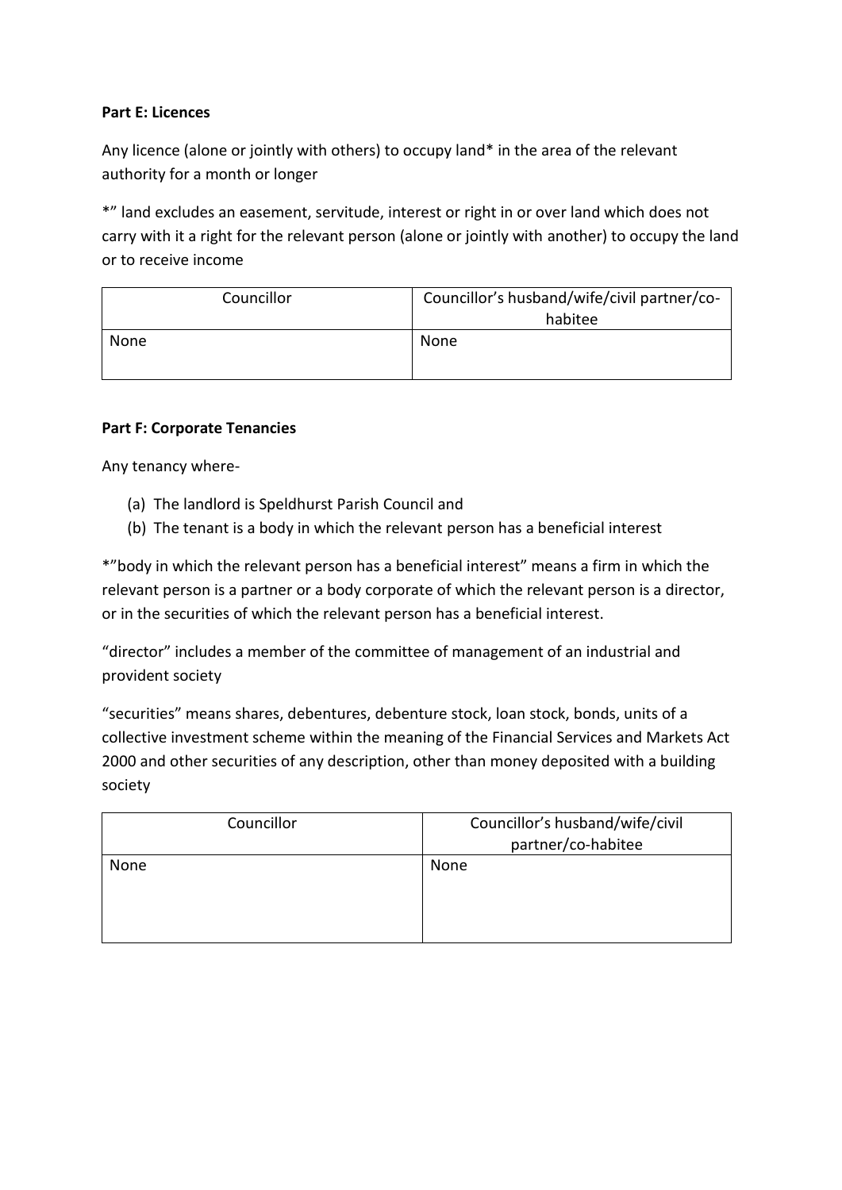**Part E: Licences**

Any licence (alone or jointly with others) to occupy land* in the area of the relevant authority for a month or longer

*" land excludes an easement, servitude, interest or right in or over land which does not carry with it a right for the relevant person (alone or jointly with another) to occupy the land or to receive income

| Councillor | Councillor's husband/wife/civil partner/co-habitee |
|---|---|
| None | None |

**Part F: Corporate Tenancies**

Any tenancy where-

(a) The landlord is Speldhurst Parish Council and
(b) The tenant is a body in which the relevant person has a beneficial interest

*"body in which the relevant person has a beneficial interest" means a firm in which the relevant person is a partner or a body corporate of which the relevant person is a director, or in the securities of which the relevant person has a beneficial interest.

"director" includes a member of the committee of management of an industrial and provident society

"securities" means shares, debentures, debenture stock, loan stock, bonds, units of a collective investment scheme within the meaning of the Financial Services and Markets Act 2000 and other securities of any description, other than money deposited with a building society

| Councillor | Councillor's husband/wife/civil partner/co-habitee |
|---|---|
| None | None |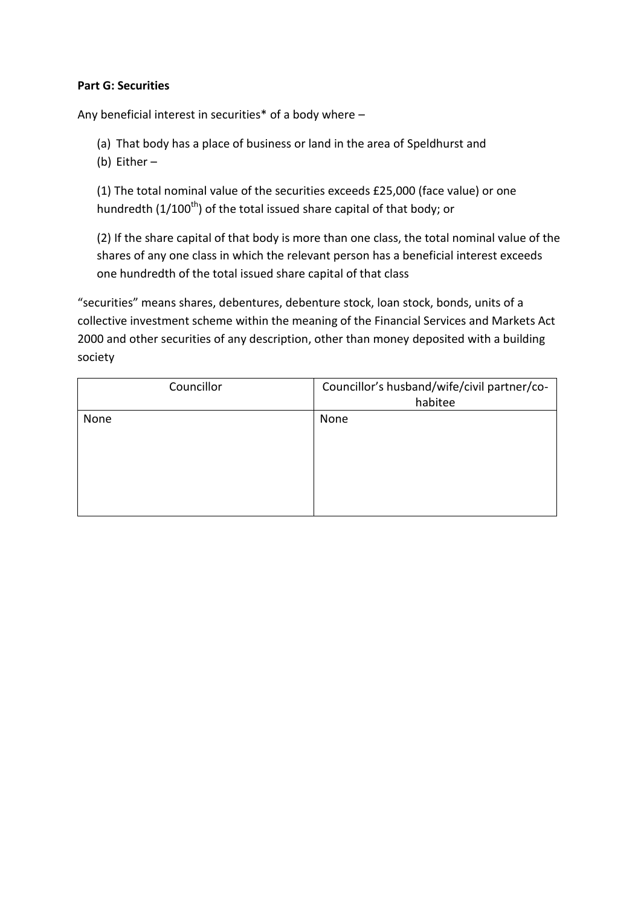**Part G: Securities**

Any beneficial interest in securities* of a body where –

(a) That body has a place of business or land in the area of Speldhurst and
(b) Either –

(1) The total nominal value of the securities exceeds £25,000 (face value) or one hundredth (1/100th) of the total issued share capital of that body; or

(2) If the share capital of that body is more than one class, the total nominal value of the shares of any one class in which the relevant person has a beneficial interest exceeds one hundredth of the total issued share capital of that class

"securities" means shares, debentures, debenture stock, loan stock, bonds, units of a collective investment scheme within the meaning of the Financial Services and Markets Act 2000 and other securities of any description, other than money deposited with a building society

| Councillor | Councillor's husband/wife/civil partner/co-habitee |
|---|---|
| None | None |